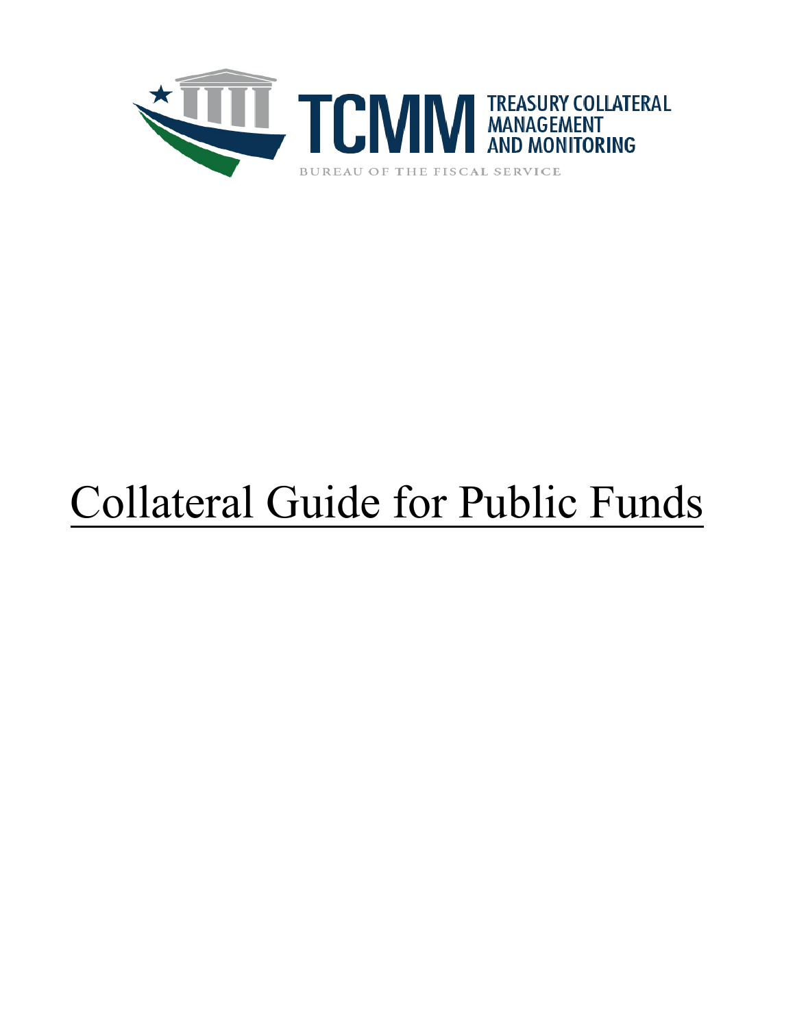TCMM TREASURY COLLATERAL MANAGEMENT AND MONITORING

BUREAU OF THE FISCAL SERVICE

# Collateral Guide for Public Funds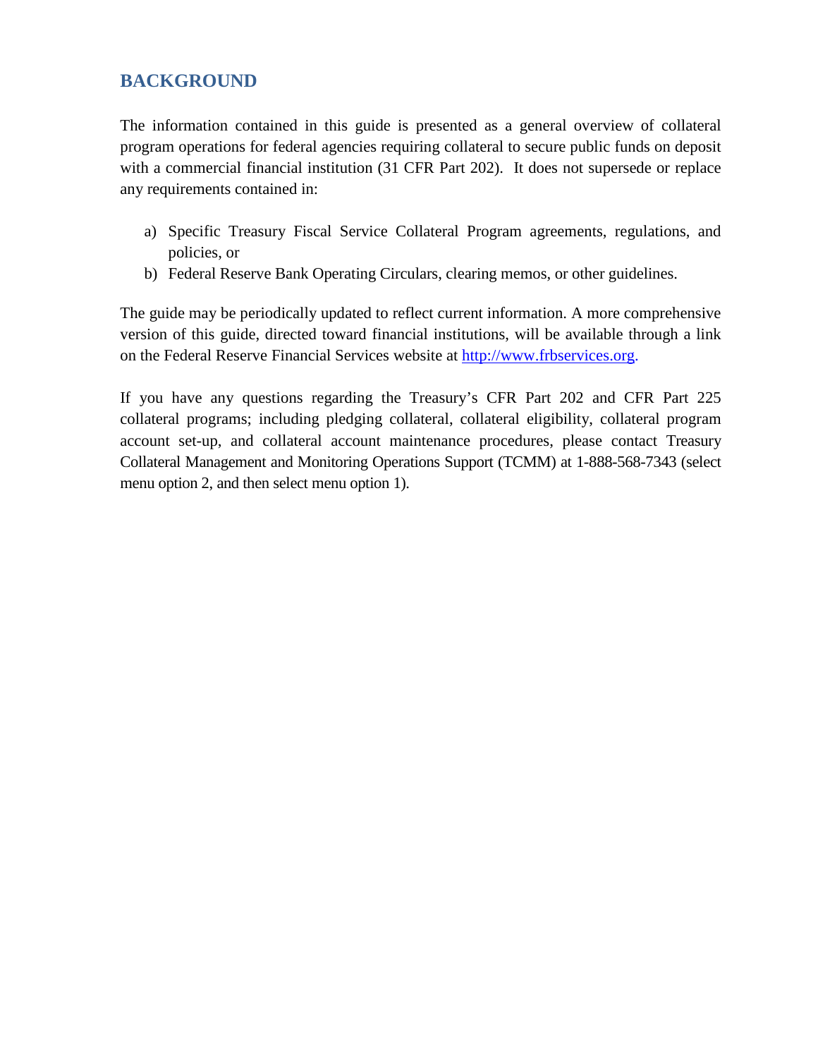## BACKGROUND

The information contained in this guide is presented as a general overview of collateral program operations for federal agencies requiring collateral to secure public funds on deposit with a commercial financial institution (31 CFR Part 202). It does not supersede or replace any requirements contained in:

a) Specific Treasury Fiscal Service Collateral Program agreements, regulations, and policies, or
b) Federal Reserve Bank Operating Circulars, clearing memos, or other guidelines.

The guide may be periodically updated to reflect current information. A more comprehensive version of this guide, directed toward financial institutions, will be available through a link on the Federal Reserve Financial Services website at [http://www.frbservices.org](http://www.frbservices.org).

If you have any questions regarding the Treasury's CFR Part 202 and CFR Part 225 collateral programs; including pledging collateral, collateral eligibility, collateral program account set-up, and collateral account maintenance procedures, please contact Treasury Collateral Management and Monitoring Operations Support (TCMM) at 1-888-568-7343 (select menu option 2, and then select menu option 1).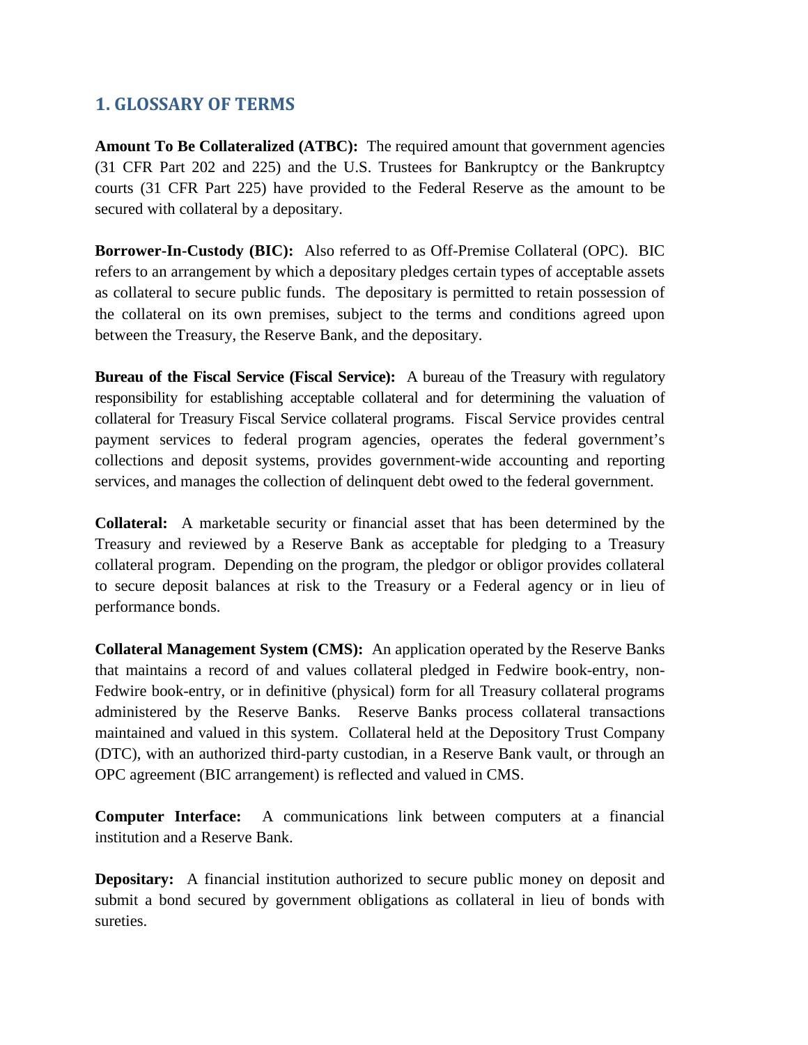## 1. GLOSSARY OF TERMS

**Amount To Be Collateralized (ATBC):** The required amount that government agencies (31 CFR Part 202 and 225) and the U.S. Trustees for Bankruptcy or the Bankruptcy courts (31 CFR Part 225) have provided to the Federal Reserve as the amount to be secured with collateral by a depositary.

**Borrower-In-Custody (BIC):** Also referred to as Off-Premise Collateral (OPC). BIC refers to an arrangement by which a depositary pledges certain types of acceptable assets as collateral to secure public funds. The depositary is permitted to retain possession of the collateral on its own premises, subject to the terms and conditions agreed upon between the Treasury, the Reserve Bank, and the depositary.

**Bureau of the Fiscal Service (Fiscal Service):** A bureau of the Treasury with regulatory responsibility for establishing acceptable collateral and for determining the valuation of collateral for Treasury Fiscal Service collateral programs. Fiscal Service provides central payment services to federal program agencies, operates the federal government's collections and deposit systems, provides government-wide accounting and reporting services, and manages the collection of delinquent debt owed to the federal government.

**Collateral:** A marketable security or financial asset that has been determined by the Treasury and reviewed by a Reserve Bank as acceptable for pledging to a Treasury collateral program. Depending on the program, the pledgor or obligor provides collateral to secure deposit balances at risk to the Treasury or a Federal agency or in lieu of performance bonds.

**Collateral Management System (CMS):** An application operated by the Reserve Banks that maintains a record of and values collateral pledged in Fedwire book-entry, non-Fedwire book-entry, or in definitive (physical) form for all Treasury collateral programs administered by the Reserve Banks. Reserve Banks process collateral transactions maintained and valued in this system. Collateral held at the Depository Trust Company (DTC), with an authorized third-party custodian, in a Reserve Bank vault, or through an OPC agreement (BIC arrangement) is reflected and valued in CMS.

**Computer Interface:** A communications link between computers at a financial institution and a Reserve Bank.

**Depositary:** A financial institution authorized to secure public money on deposit and submit a bond secured by government obligations as collateral in lieu of bonds with sureties.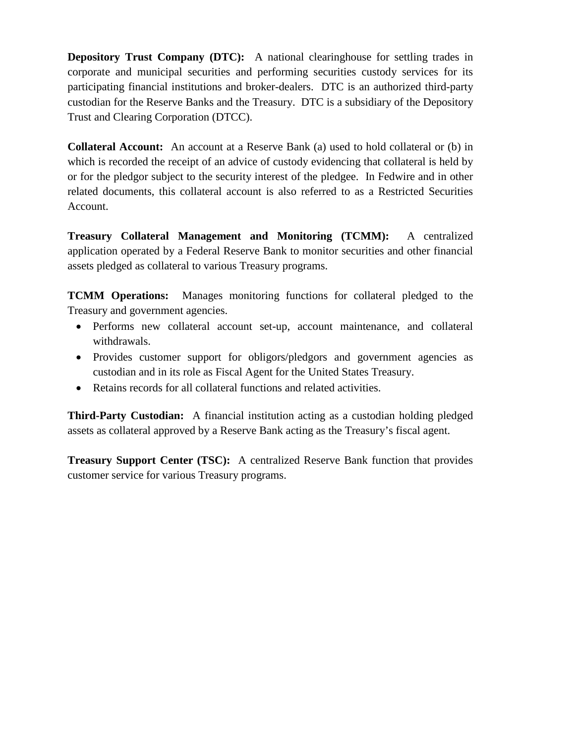**Depository Trust Company (DTC):** A national clearinghouse for settling trades in corporate and municipal securities and performing securities custody services for its participating financial institutions and broker-dealers. DTC is an authorized third-party custodian for the Reserve Banks and the Treasury. DTC is a subsidiary of the Depository Trust and Clearing Corporation (DTCC).

**Collateral Account:** An account at a Reserve Bank (a) used to hold collateral or (b) in which is recorded the receipt of an advice of custody evidencing that collateral is held by or for the pledgor subject to the security interest of the pledgee. In Fedwire and in other related documents, this collateral account is also referred to as a Restricted Securities Account.

**Treasury Collateral Management and Monitoring (TCMM):** A centralized application operated by a Federal Reserve Bank to monitor securities and other financial assets pledged as collateral to various Treasury programs.

**TCMM Operations:** Manages monitoring functions for collateral pledged to the Treasury and government agencies.

- Performs new collateral account set-up, account maintenance, and collateral withdrawals.
- Provides customer support for obligors/pledgors and government agencies as custodian and in its role as Fiscal Agent for the United States Treasury.
- Retains records for all collateral functions and related activities.

**Third-Party Custodian:** A financial institution acting as a custodian holding pledged assets as collateral approved by a Reserve Bank acting as the Treasury's fiscal agent.

**Treasury Support Center (TSC):** A centralized Reserve Bank function that provides customer service for various Treasury programs.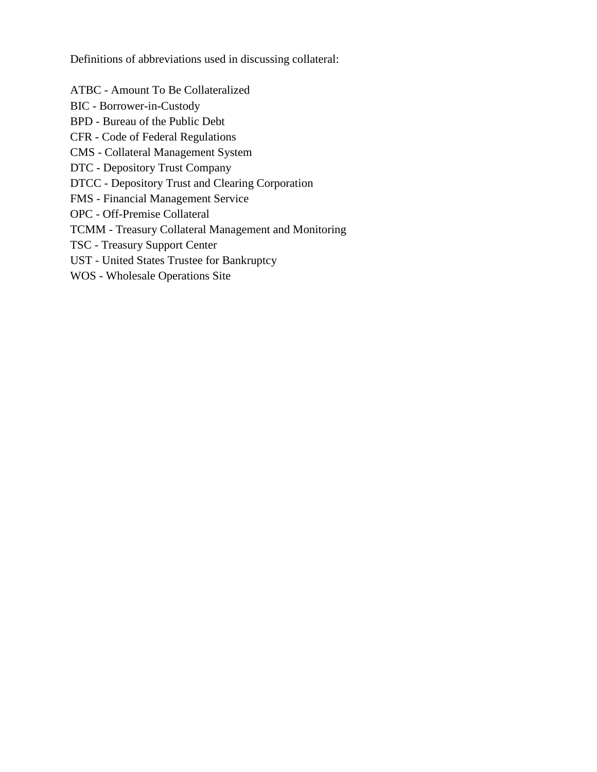Definitions of abbreviations used in discussing collateral:

ATBC - Amount To Be Collateralized
BIC - Borrower-in-Custody
BPD - Bureau of the Public Debt
CFR - Code of Federal Regulations
CMS - Collateral Management System
DTC - Depository Trust Company
DTCC - Depository Trust and Clearing Corporation
FMS - Financial Management Service
OPC - Off-Premise Collateral
TCMM - Treasury Collateral Management and Monitoring
TSC - Treasury Support Center
UST - United States Trustee for Bankruptcy
WOS - Wholesale Operations Site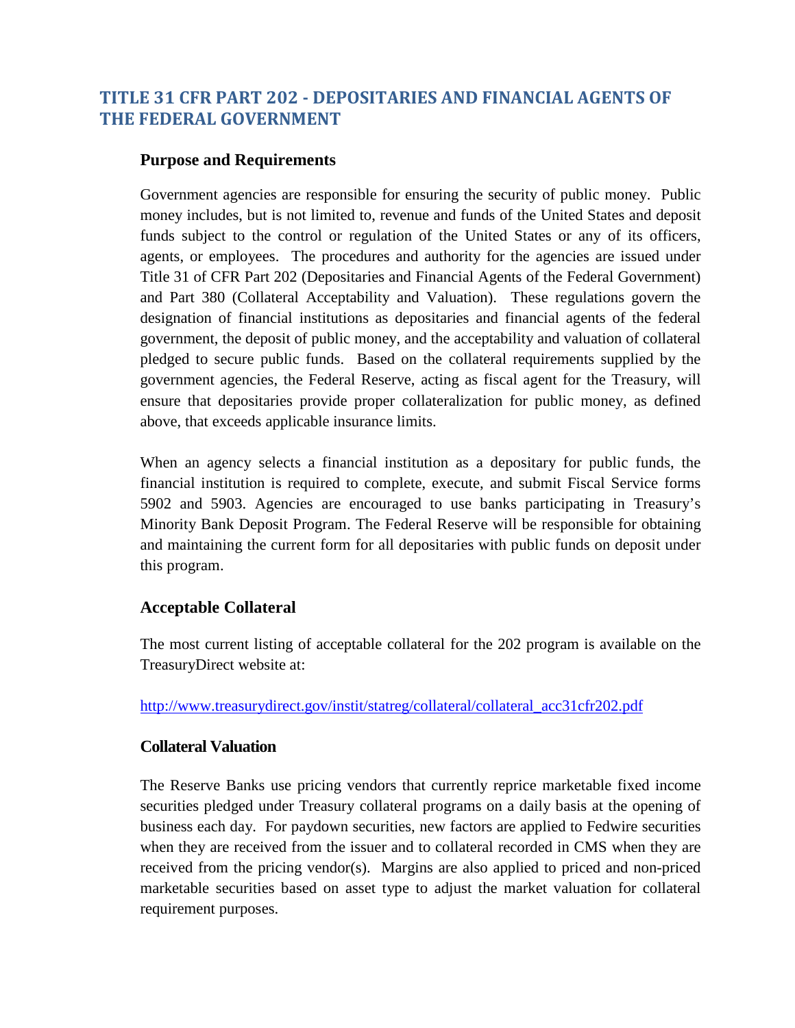## TITLE 31 CFR PART 202 - DEPOSITARIES AND FINANCIAL AGENTS OF THE FEDERAL GOVERNMENT

### Purpose and Requirements

Government agencies are responsible for ensuring the security of public money. Public money includes, but is not limited to, revenue and funds of the United States and deposit funds subject to the control or regulation of the United States or any of its officers, agents, or employees. The procedures and authority for the agencies are issued under Title 31 of CFR Part 202 (Depositaries and Financial Agents of the Federal Government) and Part 380 (Collateral Acceptability and Valuation). These regulations govern the designation of financial institutions as depositaries and financial agents of the federal government, the deposit of public money, and the acceptability and valuation of collateral pledged to secure public funds. Based on the collateral requirements supplied by the government agencies, the Federal Reserve, acting as fiscal agent for the Treasury, will ensure that depositaries provide proper collateralization for public money, as defined above, that exceeds applicable insurance limits.

When an agency selects a financial institution as a depositary for public funds, the financial institution is required to complete, execute, and submit Fiscal Service forms 5902 and 5903. Agencies are encouraged to use banks participating in Treasury's Minority Bank Deposit Program. The Federal Reserve will be responsible for obtaining and maintaining the current form for all depositaries with public funds on deposit under this program.

### Acceptable Collateral

The most current listing of acceptable collateral for the 202 program is available on the TreasuryDirect website at:

http://www.treasurydirect.gov/instit/statreg/collateral/collateral_acc31cfr202.pdf

### Collateral Valuation

The Reserve Banks use pricing vendors that currently reprice marketable fixed income securities pledged under Treasury collateral programs on a daily basis at the opening of business each day. For paydown securities, new factors are applied to Fedwire securities when they are received from the issuer and to collateral recorded in CMS when they are received from the pricing vendor(s). Margins are also applied to priced and non-priced marketable securities based on asset type to adjust the market valuation for collateral requirement purposes.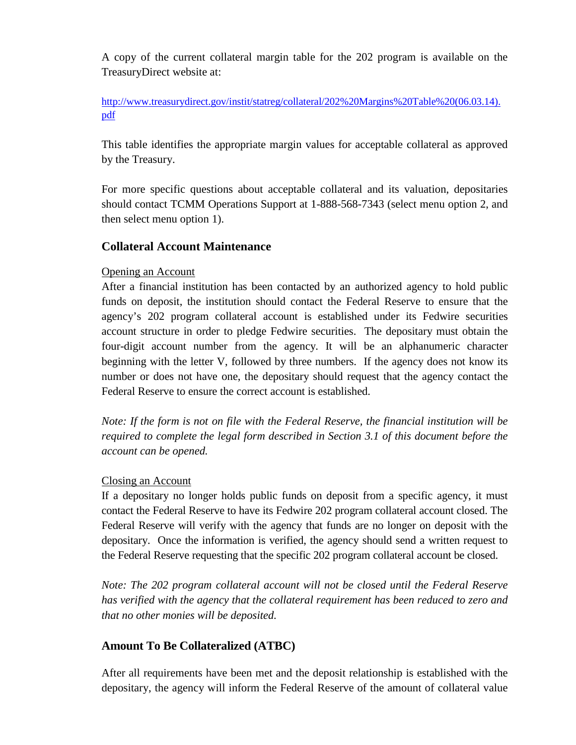A copy of the current collateral margin table for the 202 program is available on the TreasuryDirect website at:

[http://www.treasurydirect.gov/instit/statreg/collateral/202%20Margins%20Table%20(06.03.14).pdf](http://www.treasurydirect.gov/instit/statreg/collateral/202%20Margins%20Table%20(06.03.14).pdf)

This table identifies the appropriate margin values for acceptable collateral as approved by the Treasury.

For more specific questions about acceptable collateral and its valuation, depositaries should contact TCMM Operations Support at 1-888-568-7343 (select menu option 2, and then select menu option 1).

## Collateral Account Maintenance

Opening an Account

After a financial institution has been contacted by an authorized agency to hold public funds on deposit, the institution should contact the Federal Reserve to ensure that the agency's 202 program collateral account is established under its Fedwire securities account structure in order to pledge Fedwire securities. The depositary must obtain the four-digit account number from the agency. It will be an alphanumeric character beginning with the letter V, followed by three numbers. If the agency does not know its number or does not have one, the depositary should request that the agency contact the Federal Reserve to ensure the correct account is established.

*Note: If the form is not on file with the Federal Reserve, the financial institution will be required to complete the legal form described in Section 3.1 of this document before the account can be opened.*

Closing an Account

If a depositary no longer holds public funds on deposit from a specific agency, it must contact the Federal Reserve to have its Fedwire 202 program collateral account closed. The Federal Reserve will verify with the agency that funds are no longer on deposit with the depositary. Once the information is verified, the agency should send a written request to the Federal Reserve requesting that the specific 202 program collateral account be closed.

*Note: The 202 program collateral account will not be closed until the Federal Reserve has verified with the agency that the collateral requirement has been reduced to zero and that no other monies will be deposited.*

## Amount To Be Collateralized (ATBC)

After all requirements have been met and the deposit relationship is established with the depositary, the agency will inform the Federal Reserve of the amount of collateral value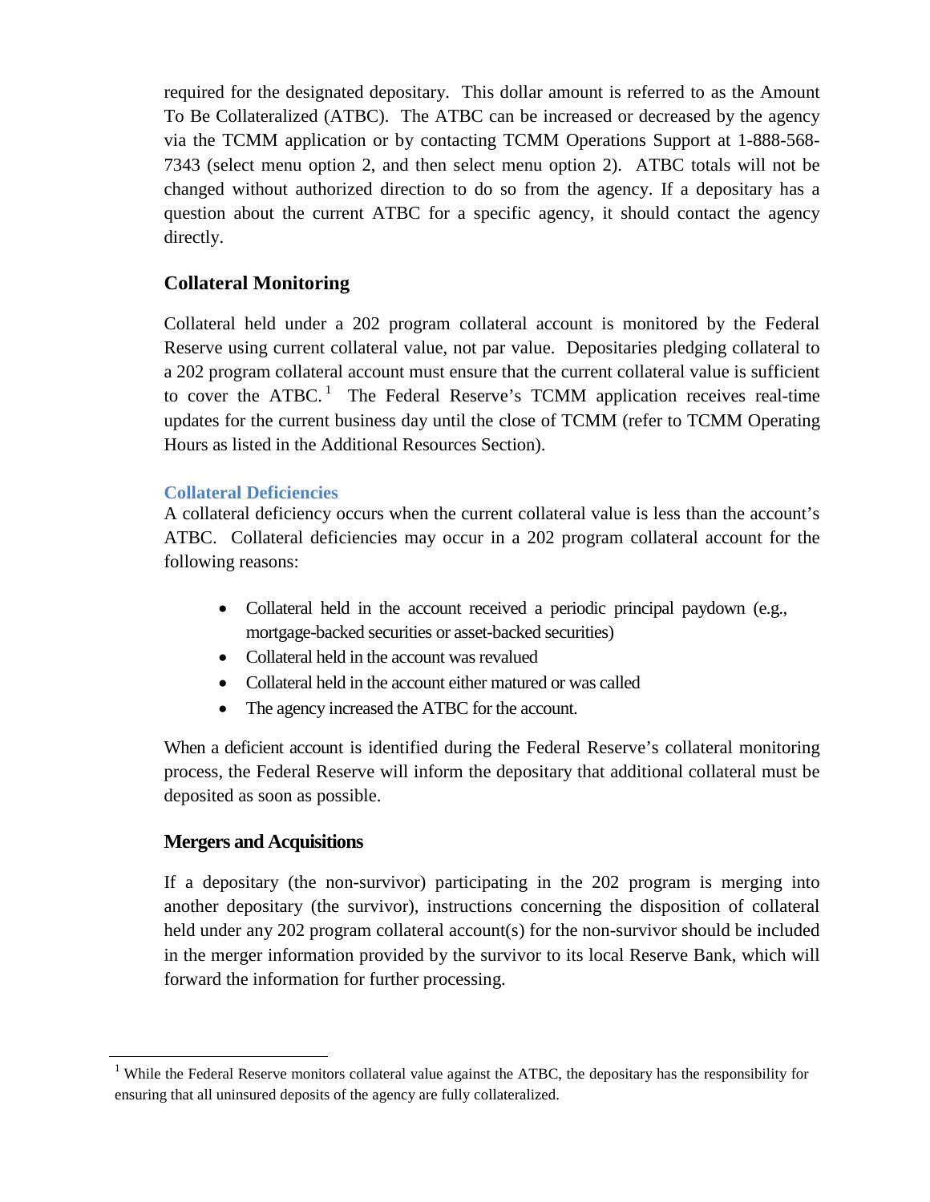required for the designated depositary. This dollar amount is referred to as the Amount To Be Collateralized (ATBC). The ATBC can be increased or decreased by the agency via the TCMM application or by contacting TCMM Operations Support at 1-888-568-7343 (select menu option 2, and then select menu option 2). ATBC totals will not be changed without authorized direction to do so from the agency. If a depositary has a question about the current ATBC for a specific agency, it should contact the agency directly.

## Collateral Monitoring

Collateral held under a 202 program collateral account is monitored by the Federal Reserve using current collateral value, not par value. Depositaries pledging collateral to a 202 program collateral account must ensure that the current collateral value is sufficient to cover the ATBC.[1] The Federal Reserve's TCMM application receives real-time updates for the current business day until the close of TCMM (refer to TCMM Operating Hours as listed in the Additional Resources Section).

### Collateral Deficiencies

A collateral deficiency occurs when the current collateral value is less than the account's ATBC. Collateral deficiencies may occur in a 202 program collateral account for the following reasons:

- Collateral held in the account received a periodic principal paydown (e.g., mortgage-backed securities or asset-backed securities)
- Collateral held in the account was revalued
- Collateral held in the account either matured or was called
- The agency increased the ATBC for the account.

When a deficient account is identified during the Federal Reserve's collateral monitoring process, the Federal Reserve will inform the depositary that additional collateral must be deposited as soon as possible.

## Mergers and Acquisitions

If a depositary (the non-survivor) participating in the 202 program is merging into another depositary (the survivor), instructions concerning the disposition of collateral held under any 202 program collateral account(s) for the non-survivor should be included in the merger information provided by the survivor to its local Reserve Bank, which will forward the information for further processing.

---

[1] While the Federal Reserve monitors collateral value against the ATBC, the depositary has the responsibility for ensuring that all uninsured deposits of the agency are fully collateralized.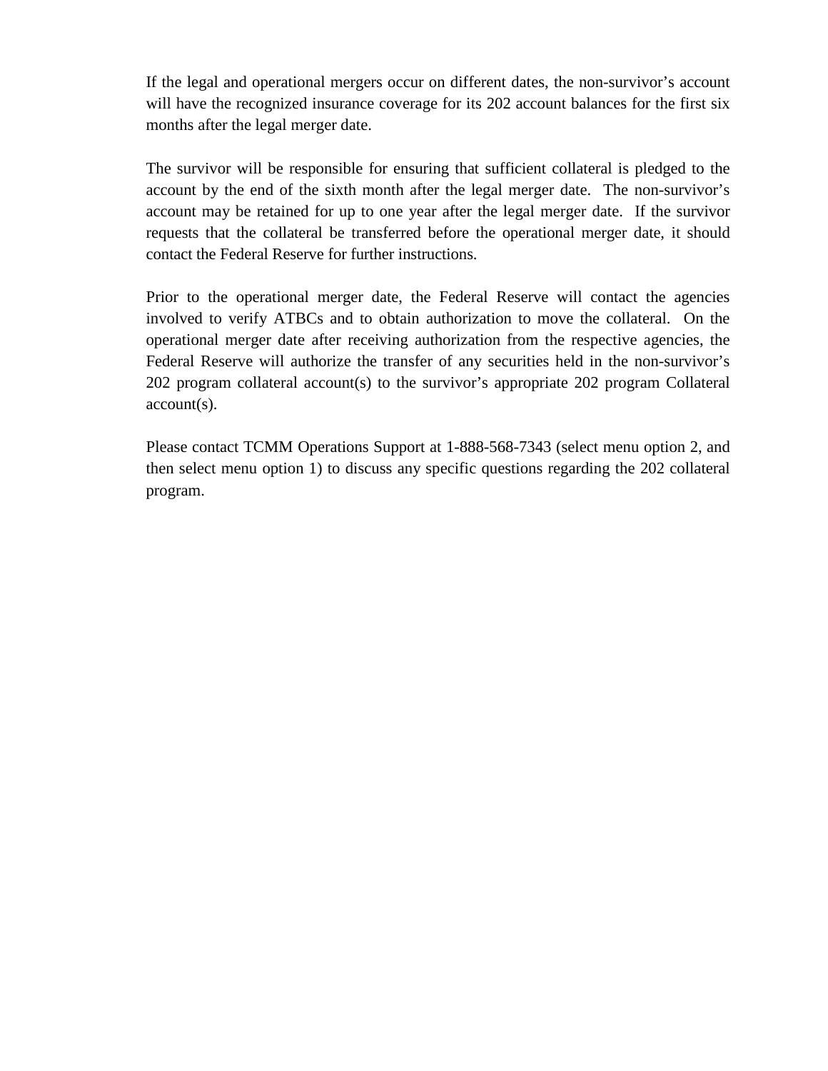If the legal and operational mergers occur on different dates, the non-survivor's account will have the recognized insurance coverage for its 202 account balances for the first six months after the legal merger date.

The survivor will be responsible for ensuring that sufficient collateral is pledged to the account by the end of the sixth month after the legal merger date. The non-survivor's account may be retained for up to one year after the legal merger date. If the survivor requests that the collateral be transferred before the operational merger date, it should contact the Federal Reserve for further instructions.

Prior to the operational merger date, the Federal Reserve will contact the agencies involved to verify ATBCs and to obtain authorization to move the collateral. On the operational merger date after receiving authorization from the respective agencies, the Federal Reserve will authorize the transfer of any securities held in the non-survivor's 202 program collateral account(s) to the survivor's appropriate 202 program Collateral account(s).

Please contact TCMM Operations Support at 1-888-568-7343 (select menu option 2, and then select menu option 1) to discuss any specific questions regarding the 202 collateral program.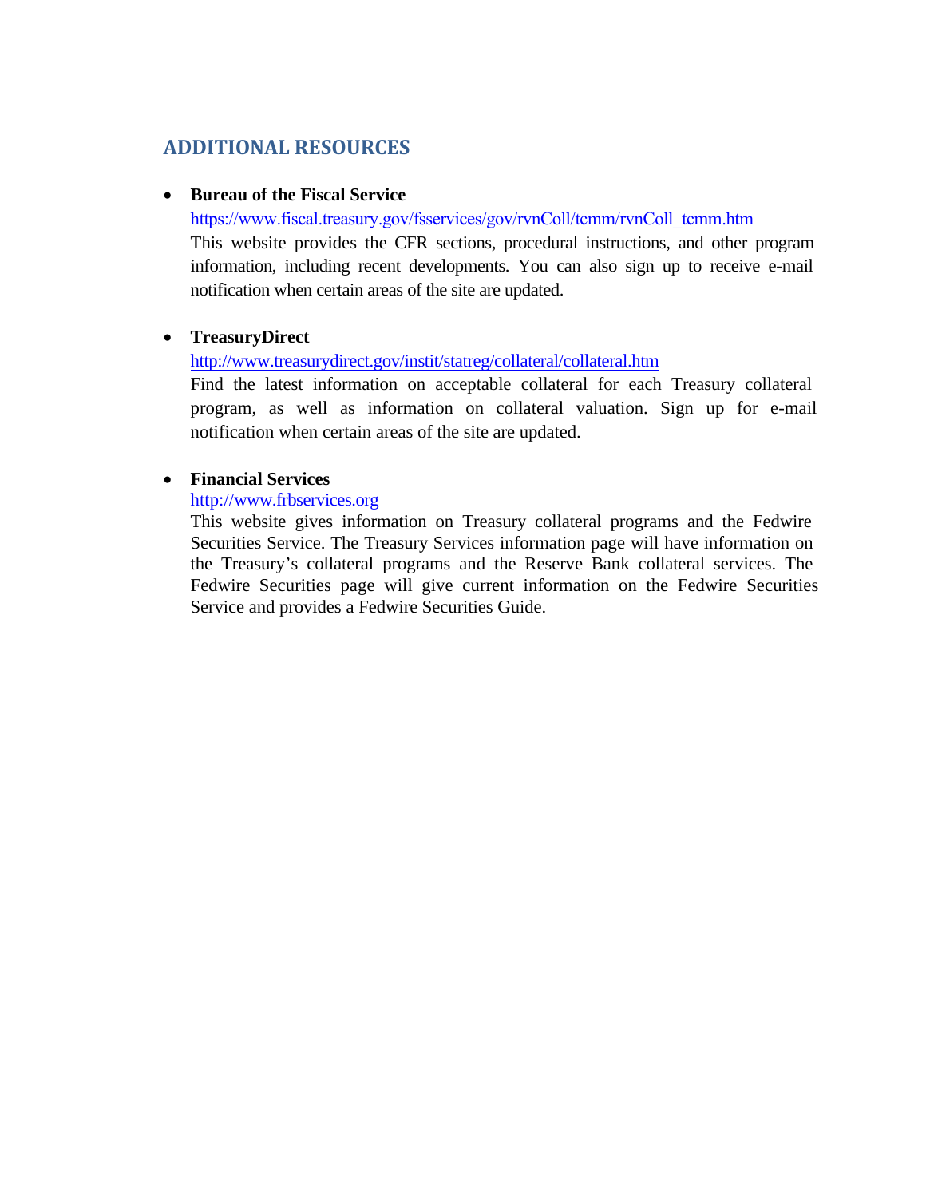## ADDITIONAL RESOURCES

- **Bureau of the Fiscal Service**
  https://www.fiscal.treasury.gov/fsservices/gov/rvnColl/tcmm/rvnColl_tcmm.htm
  This website provides the CFR sections, procedural instructions, and other program information, including recent developments. You can also sign up to receive e-mail notification when certain areas of the site are updated.

- **TreasuryDirect**
  http://www.treasurydirect.gov/instit/statreg/collateral/collateral.htm
  Find the latest information on acceptable collateral for each Treasury collateral program, as well as information on collateral valuation. Sign up for e-mail notification when certain areas of the site are updated.

- **Financial Services**
  http://www.frbservices.org
  This website gives information on Treasury collateral programs and the Fedwire Securities Service. The Treasury Services information page will have information on the Treasury's collateral programs and the Reserve Bank collateral services. The Fedwire Securities page will give current information on the Fedwire Securities Service and provides a Fedwire Securities Guide.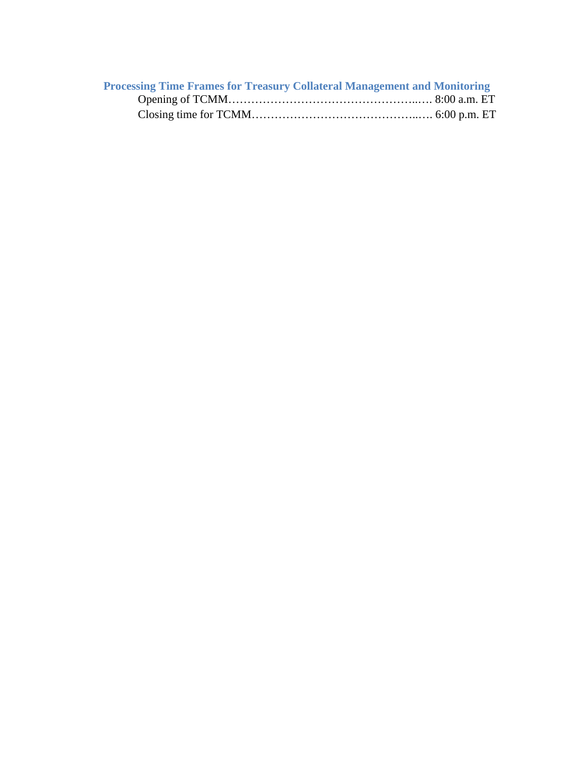### Processing Time Frames for Treasury Collateral Management and Monitoring

Opening of TCMM…………………………………………..…. 8:00 a.m. ET

Closing time for TCMM……………………………………..…. 6:00 p.m. ET